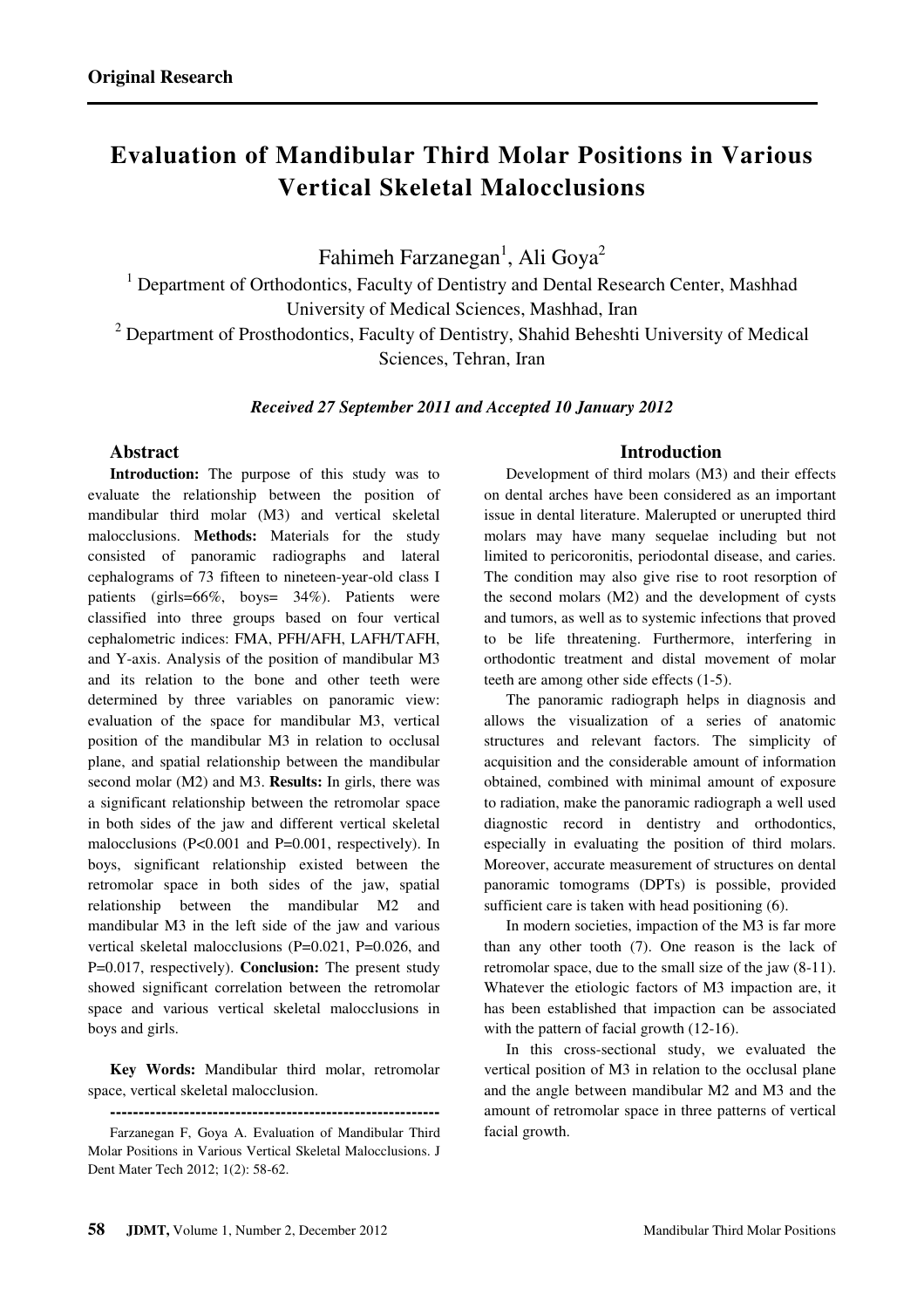**Original Research**

# Evaluation of Mandibular Third Molar Positions in Various Vertical Skeletal Malocclusions

Fahimeh Farzanegan[1], Ali Goya[2]

[1] Department of Orthodontics, Faculty of Dentistry and Dental Research Center, Mashhad University of Medical Sciences, Mashhad, Iran

[2] Department of Prosthodontics, Faculty of Dentistry, Shahid Beheshti University of Medical Sciences, Tehran, Iran

***Received 27 September 2011 and Accepted 10 January 2012***

## Abstract

**Introduction:** The purpose of this study was to evaluate the relationship between the position of mandibular third molar (M3) and vertical skeletal malocclusions. **Methods:** Materials for the study consisted of panoramic radiographs and lateral cephalograms of 73 fifteen to nineteen-year-old class I patients (girls=66%, boys= 34%). Patients were classified into three groups based on four vertical cephalometric indices: FMA, PFH/AFH, LAFH/TAFH, and Y-axis. Analysis of the position of mandibular M3 and its relation to the bone and other teeth were determined by three variables on panoramic view: evaluation of the space for mandibular M3, vertical position of the mandibular M3 in relation to occlusal plane, and spatial relationship between the mandibular second molar (M2) and M3. **Results:** In girls, there was a significant relationship between the retromolar space in both sides of the jaw and different vertical skeletal malocclusions ($P<0.001$ and $P=0.001$, respectively). In boys, significant relationship existed between the retromolar space in both sides of the jaw, spatial relationship between the mandibular M2 and mandibular M3 in the left side of the jaw and various vertical skeletal malocclusions ($P=0.021$, $P=0.026$, and $P=0.017$, respectively). **Conclusion:** The present study showed significant correlation between the retromolar space and various vertical skeletal malocclusions in boys and girls.

**Key Words:** Mandibular third molar, retromolar space, vertical skeletal malocclusion.

---

Farzanegan F, Goya A. Evaluation of Mandibular Third Molar Positions in Various Vertical Skeletal Malocclusions. J Dent Mater Tech 2012; 1(2): 58-62.

## Introduction

Development of third molars (M3) and their effects on dental arches have been considered as an important issue in dental literature. Malerupted or unerupted third molars may have many sequelae including but not limited to pericoronitis, periodontal disease, and caries. The condition may also give rise to root resorption of the second molars (M2) and the development of cysts and tumors, as well as to systemic infections that proved to be life threatening. Furthermore, interfering in orthodontic treatment and distal movement of molar teeth are among other side effects (1-5).

The panoramic radiograph helps in diagnosis and allows the visualization of a series of anatomic structures and relevant factors. The simplicity of acquisition and the considerable amount of information obtained, combined with minimal amount of exposure to radiation, make the panoramic radiograph a well used diagnostic record in dentistry and orthodontics, especially in evaluating the position of third molars. Moreover, accurate measurement of structures on dental panoramic tomograms (DPTs) is possible, provided sufficient care is taken with head positioning (6).

In modern societies, impaction of the M3 is far more than any other tooth (7). One reason is the lack of retromolar space, due to the small size of the jaw (8-11). Whatever the etiologic factors of M3 impaction are, it has been established that impaction can be associated with the pattern of facial growth (12-16).

In this cross-sectional study, we evaluated the vertical position of M3 in relation to the occlusal plane and the angle between mandibular M2 and M3 and the amount of retromolar space in three patterns of vertical facial growth.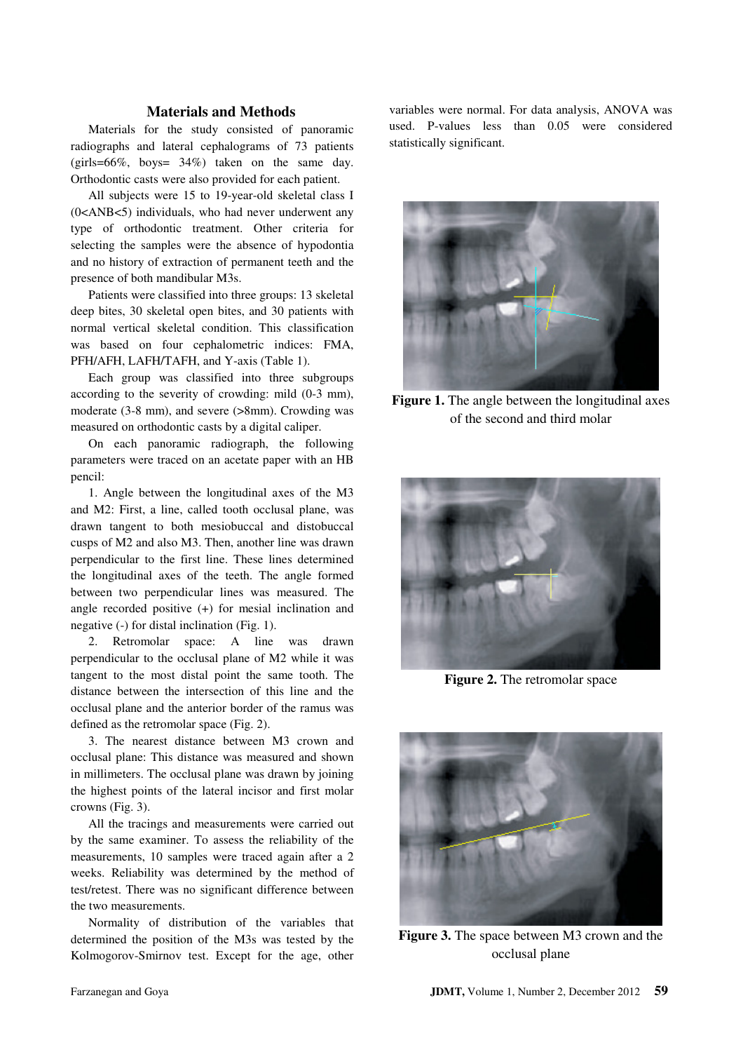## Materials and Methods

Materials for the study consisted of panoramic radiographs and lateral cephalograms of 73 patients (girls=66%, boys= 34%) taken on the same day. Orthodontic casts were also provided for each patient.

All subjects were 15 to 19-year-old skeletal class I (0<ANB<5) individuals, who had never underwent any type of orthodontic treatment. Other criteria for selecting the samples were the absence of hypodontia and no history of extraction of permanent teeth and the presence of both mandibular M3s.

Patients were classified into three groups: 13 skeletal deep bites, 30 skeletal open bites, and 30 patients with normal vertical skeletal condition. This classification was based on four cephalometric indices: FMA, PFH/AFH, LAFH/TAFH, and Y-axis (Table 1).

Each group was classified into three subgroups according to the severity of crowding: mild (0-3 mm), moderate (3-8 mm), and severe (>8mm). Crowding was measured on orthodontic casts by a digital caliper.

On each panoramic radiograph, the following parameters were traced on an acetate paper with an HB pencil:

1. Angle between the longitudinal axes of the M3 and M2: First, a line, called tooth occlusal plane, was drawn tangent to both mesiobuccal and distobuccal cusps of M2 and also M3. Then, another line was drawn perpendicular to the first line. These lines determined the longitudinal axes of the teeth. The angle formed between two perpendicular lines was measured. The angle recorded positive (+) for mesial inclination and negative (-) for distal inclination (Fig. 1).

2. Retromolar space: A line was drawn perpendicular to the occlusal plane of M2 while it was tangent to the most distal point the same tooth. The distance between the intersection of this line and the occlusal plane and the anterior border of the ramus was defined as the retromolar space (Fig. 2).

3. The nearest distance between M3 crown and occlusal plane: This distance was measured and shown in millimeters. The occlusal plane was drawn by joining the highest points of the lateral incisor and first molar crowns (Fig. 3).

All the tracings and measurements were carried out by the same examiner. To assess the reliability of the measurements, 10 samples were traced again after a 2 weeks. Reliability was determined by the method of test/retest. There was no significant difference between the two measurements.

Normality of distribution of the variables that determined the position of the M3s was tested by the Kolmogorov-Smirnov test. Except for the age, other variables were normal. For data analysis, ANOVA was used. P-values less than 0.05 were considered statistically significant.

**Figure 1.** The angle between the longitudinal axes of the second and third molar

**Figure 2.** The retromolar space

**Figure 3.** The space between M3 crown and the occlusal plane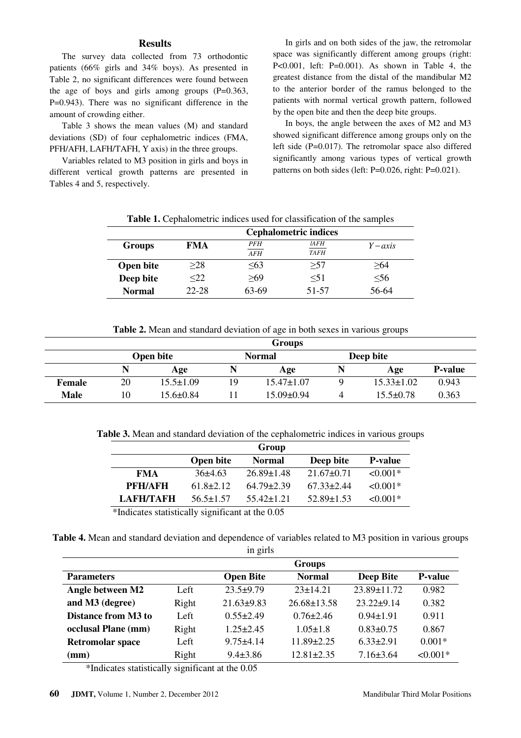## Results

The survey data collected from 73 orthodontic patients (66% girls and 34% boys). As presented in Table 2, no significant differences were found between the age of boys and girls among groups (P=0.363, P=0.943). There was no significant difference in the amount of crowding either.

Table 3 shows the mean values (M) and standard deviations (SD) of four cephalometric indices (FMA, PFH/AFH, LAFH/TAFH, Y axis) in the three groups.

Variables related to M3 position in girls and boys in different vertical growth patterns are presented in Tables 4 and 5, respectively.

In girls and on both sides of the jaw, the retromolar space was significantly different among groups (right: P<0.001, left: P=0.001). As shown in Table 4, the greatest distance from the distal of the mandibular M2 to the anterior border of the ramus belonged to the patients with normal vertical growth pattern, followed by the open bite and then the deep bite groups.

In boys, the angle between the axes of M2 and M3 showed significant difference among groups only on the left side (P=0.017). The retromolar space also differed significantly among various types of vertical growth patterns on both sides (left: P=0.026, right: P=0.021).

**Table 1.** Cephalometric indices used for classification of the samples

| | Cephalometric indices | | | |
|---|---|---|---|---|
| **Groups** | **FMA** | $\frac{PFH}{AFH}$ | $\frac{lAFH}{TAFH}$ | $Y-axis$ |
| **Open bite** | ≥28 | ≤63 | ≥57 | ≥64 |
| **Deep bite** | ≤22 | ≥69 | ≤51 | ≤56 |
| **Normal** | 22-28 | 63-69 | 51-57 | 56-64 |

**Table 2.** Mean and standard deviation of age in both sexes in various groups

| | Groups | | | | | | |
|---|---|---|---|---|---|---|---|
| | Open bite | | Normal | | Deep bite | | |
| | **N** | **Age** | **N** | **Age** | **N** | **Age** | **P-value** |
| **Female** | 20 | 15.5±1.09 | 19 | 15.47±1.07 | 9 | 15.33±1.02 | 0.943 |
| **Male** | 10 | 15.6±0.84 | 11 | 15.09±0.94 | 4 | 15.5±0.78 | 0.363 |

**Table 3.** Mean and standard deviation of the cephalometric indices in various groups

| | Group | | | |
|---|---|---|---|---|
| | **Open bite** | **Normal** | **Deep bite** | **P-value** |
| **FMA** | 36±4.63 | 26.89±1.48 | 21.67±0.71 | <0.001* |
| **PFH/AFH** | 61.8±2.12 | 64.79±2.39 | 67.33±2.44 | <0.001* |
| **LAFH/TAFH** | 56.5±1.57 | 55.42±1.21 | 52.89±1.53 | <0.001* |

*Indicates statistically significant at the 0.05

**Table 4.** Mean and standard deviation and dependence of variables related to M3 position in various groups in girls

| | | Groups | | | |
|---|---|---|---|---|---|
| **Parameters** | | **Open Bite** | **Normal** | **Deep Bite** | **P-value** |
| **Angle between M2 and M3 (degree)** | Left | 23.5±9.79 | 23±14.21 | 23.89±11.72 | 0.982 |
| | Right | 21.63±9.83 | 26.68±13.58 | 23.22±9.14 | 0.382 |
| **Distance from M3 to occlusal Plane (mm)** | Left | 0.55±2.49 | 0.76±2.46 | 0.94±1.91 | 0.911 |
| | Right | 1.25±2.45 | 1.05±1.8 | 0.83±0.75 | 0.867 |
| **Retromolar space (mm)** | Left | 9.75±4.14 | 11.89±2.25 | 6.33±2.91 | 0.001* |
| | Right | 9.4±3.86 | 12.81±2.35 | 7.16±3.64 | <0.001* |

*Indicates statistically significant at the 0.05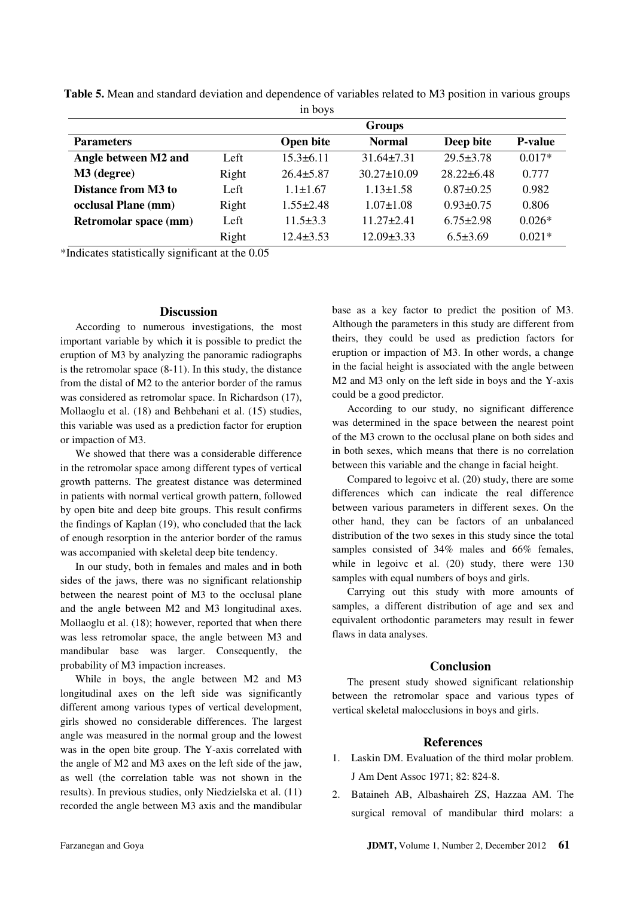**Table 5.** Mean and standard deviation and dependence of variables related to M3 position in various groups in boys

| Parameters | | Groups | | | |
|---|---|---|---|---|---|
| | | Open bite | Normal | Deep bite | P-value |
| **Angle between M2 and M3 (degree)** | Left | 15.3±6.11 | 31.64±7.31 | 29.5±3.78 | 0.017* |
| | Right | 26.4±5.87 | 30.27±10.09 | 28.22±6.48 | 0.777 |
| **Distance from M3 to occlusal Plane (mm)** | Left | 1.1±1.67 | 1.13±1.58 | 0.87±0.25 | 0.982 |
| | Right | 1.55±2.48 | 1.07±1.08 | 0.93±0.75 | 0.806 |
| **Retromolar space (mm)** | Left | 11.5±3.3 | 11.27±2.41 | 6.75±2.98 | 0.026* |
| | Right | 12.4±3.53 | 12.09±3.33 | 6.5±3.69 | 0.021* |

*Indicates statistically significant at the 0.05

## Discussion

According to numerous investigations, the most important variable by which it is possible to predict the eruption of M3 by analyzing the panoramic radiographs is the retromolar space (8-11). In this study, the distance from the distal of M2 to the anterior border of the ramus was considered as retromolar space. In Richardson (17), Mollaoglu et al. (18) and Behbehani et al. (15) studies, this variable was used as a prediction factor for eruption or impaction of M3.

We showed that there was a considerable difference in the retromolar space among different types of vertical growth patterns. The greatest distance was determined in patients with normal vertical growth pattern, followed by open bite and deep bite groups. This result confirms the findings of Kaplan (19), who concluded that the lack of enough resorption in the anterior border of the ramus was accompanied with skeletal deep bite tendency.

In our study, both in females and males and in both sides of the jaws, there was no significant relationship between the nearest point of M3 to the occlusal plane and the angle between M2 and M3 longitudinal axes. Mollaoglu et al. (18); however, reported that when there was less retromolar space, the angle between M3 and mandibular base was larger. Consequently, the probability of M3 impaction increases.

While in boys, the angle between M2 and M3 longitudinal axes on the left side was significantly different among various types of vertical development, girls showed no considerable differences. The largest angle was measured in the normal group and the lowest was in the open bite group. The Y-axis correlated with the angle of M2 and M3 axes on the left side of the jaw, as well (the correlation table was not shown in the results). In previous studies, only Niedzielska et al. (11) recorded the angle between M3 axis and the mandibular base as a key factor to predict the position of M3. Although the parameters in this study are different from theirs, they could be used as prediction factors for eruption or impaction of M3. In other words, a change in the facial height is associated with the angle between M2 and M3 only on the left side in boys and the Y-axis could be a good predictor.

According to our study, no significant difference was determined in the space between the nearest point of the M3 crown to the occlusal plane on both sides and in both sexes, which means that there is no correlation between this variable and the change in facial height.

Compared to legoivc et al. (20) study, there are some differences which can indicate the real difference between various parameters in different sexes. On the other hand, they can be factors of an unbalanced distribution of the two sexes in this study since the total samples consisted of 34% males and 66% females, while in legoivc et al. (20) study, there were 130 samples with equal numbers of boys and girls.

Carrying out this study with more amounts of samples, a different distribution of age and sex and equivalent orthodontic parameters may result in fewer flaws in data analyses.

## Conclusion

The present study showed significant relationship between the retromolar space and various types of vertical skeletal malocclusions in boys and girls.

## References

1. Laskin DM. Evaluation of the third molar problem. J Am Dent Assoc 1971; 82: 824-8.
2. Bataineh AB, Albashaireh ZS, Hazzaa AM. The surgical removal of mandibular third molars: a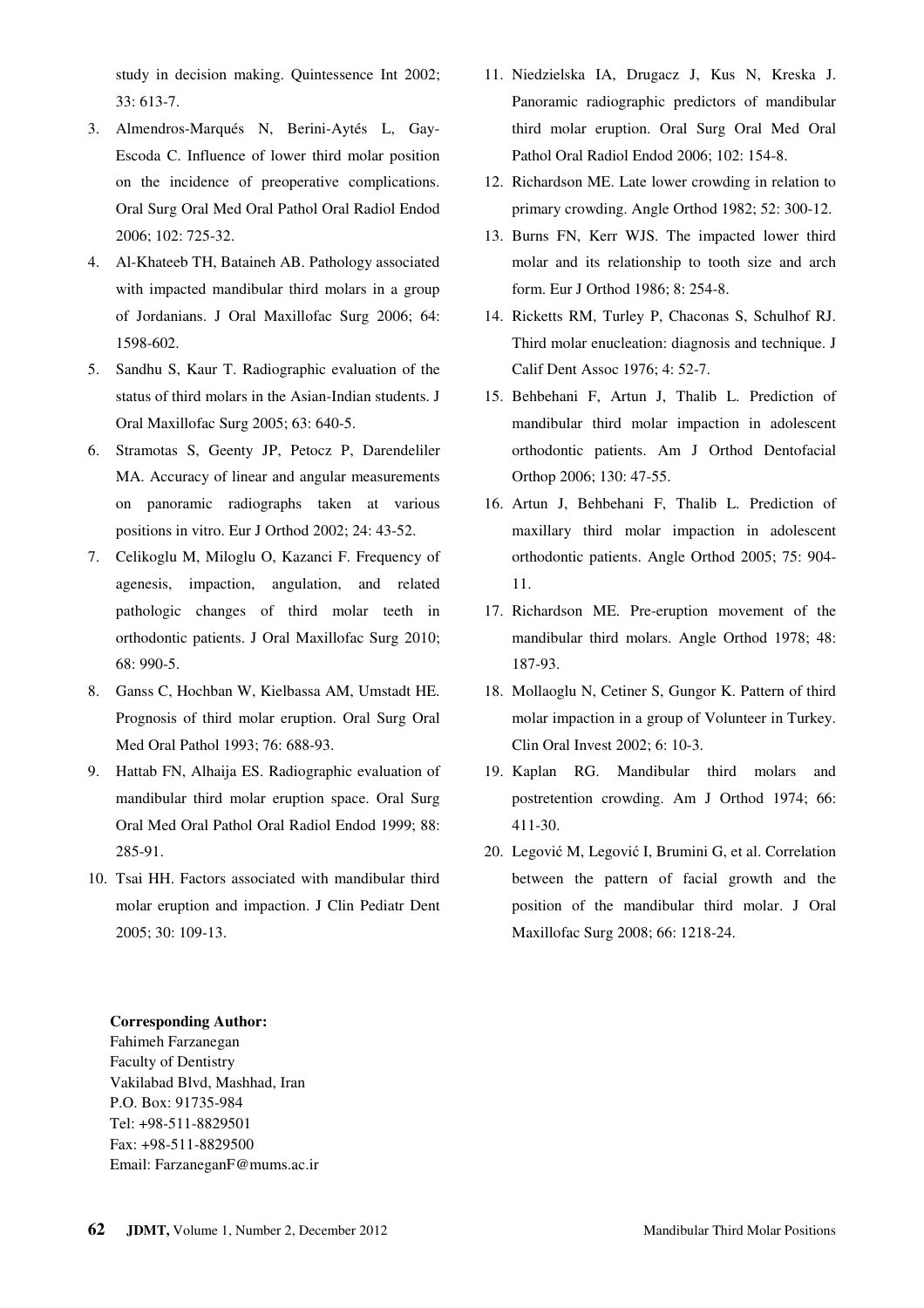study in decision making. Quintessence Int 2002; 33: 613-7.

3. Almendros-Marqués N, Berini-Aytés L, Gay-Escoda C. Influence of lower third molar position on the incidence of preoperative complications. Oral Surg Oral Med Oral Pathol Oral Radiol Endod 2006; 102: 725-32.
4. Al-Khateeb TH, Bataineh AB. Pathology associated with impacted mandibular third molars in a group of Jordanians. J Oral Maxillofac Surg 2006; 64: 1598-602.
5. Sandhu S, Kaur T. Radiographic evaluation of the status of third molars in the Asian-Indian students. J Oral Maxillofac Surg 2005; 63: 640-5.
6. Stramotas S, Geenty JP, Petocz P, Darendeliler MA. Accuracy of linear and angular measurements on panoramic radiographs taken at various positions in vitro. Eur J Orthod 2002; 24: 43-52.
7. Celikoglu M, Miloglu O, Kazanci F. Frequency of agenesis, impaction, angulation, and related pathologic changes of third molar teeth in orthodontic patients. J Oral Maxillofac Surg 2010; 68: 990-5.
8. Ganss C, Hochban W, Kielbassa AM, Umstadt HE. Prognosis of third molar eruption. Oral Surg Oral Med Oral Pathol 1993; 76: 688-93.
9. Hattab FN, Alhaija ES. Radiographic evaluation of mandibular third molar eruption space. Oral Surg Oral Med Oral Pathol Oral Radiol Endod 1999; 88: 285-91.
10. Tsai HH. Factors associated with mandibular third molar eruption and impaction. J Clin Pediatr Dent 2005; 30: 109-13.
11. Niedzielska IA, Drugacz J, Kus N, Kreska J. Panoramic radiographic predictors of mandibular third molar eruption. Oral Surg Oral Med Oral Pathol Oral Radiol Endod 2006; 102: 154-8.
12. Richardson ME. Late lower crowding in relation to primary crowding. Angle Orthod 1982; 52: 300-12.
13. Burns FN, Kerr WJS. The impacted lower third molar and its relationship to tooth size and arch form. Eur J Orthod 1986; 8: 254-8.
14. Ricketts RM, Turley P, Chaconas S, Schulhof RJ. Third molar enucleation: diagnosis and technique. J Calif Dent Assoc 1976; 4: 52-7.
15. Behbehani F, Artun J, Thalib L. Prediction of mandibular third molar impaction in adolescent orthodontic patients. Am J Orthod Dentofacial Orthop 2006; 130: 47-55.
16. Artun J, Behbehani F, Thalib L. Prediction of maxillary third molar impaction in adolescent orthodontic patients. Angle Orthod 2005; 75: 904-11.
17. Richardson ME. Pre-eruption movement of the mandibular third molars. Angle Orthod 1978; 48: 187-93.
18. Mollaoglu N, Cetiner S, Gungor K. Pattern of third molar impaction in a group of Volunteer in Turkey. Clin Oral Invest 2002; 6: 10-3.
19. Kaplan RG. Mandibular third molars and postretention crowding. Am J Orthod 1974; 66: 411-30.
20. Legović M, Legović I, Brumini G, et al. Correlation between the pattern of facial growth and the position of the mandibular third molar. J Oral Maxillofac Surg 2008; 66: 1218-24.

**Corresponding Author:**
Fahimeh Farzanegan
Faculty of Dentistry
Vakilabad Blvd, Mashhad, Iran
P.O. Box: 91735-984
Tel: +98-511-8829501
Fax: +98-511-8829500
Email: FarzaneganF@mums.ac.ir